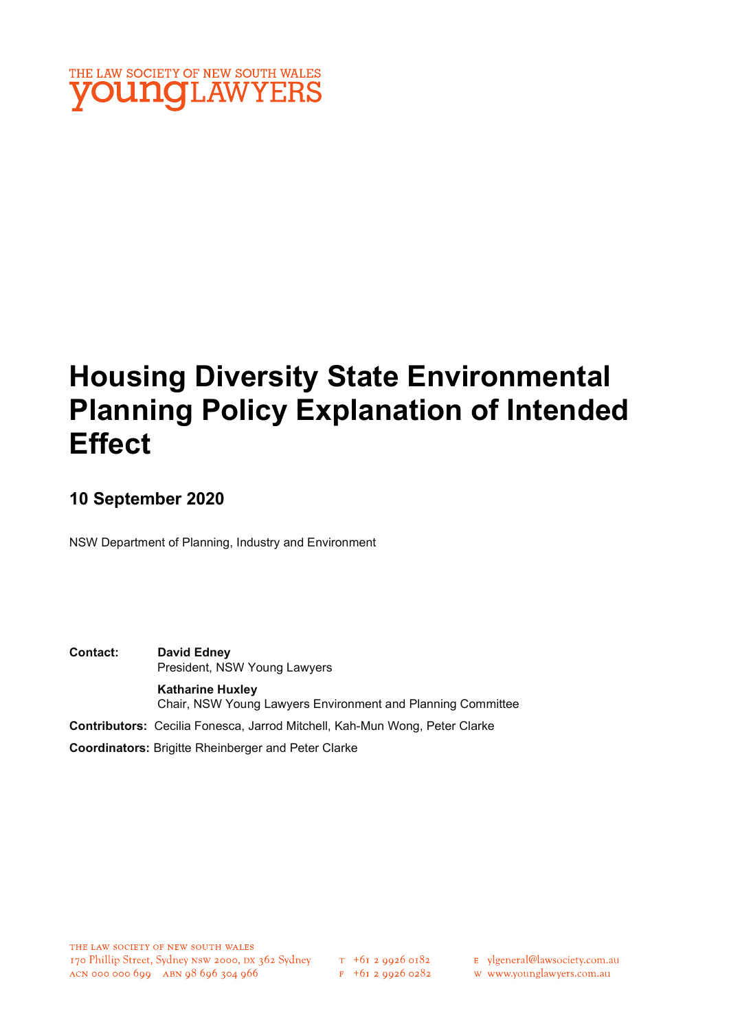THE LAW SOCIETY OF NEW SOUTH WALES
**young**LAWYERS

# Housing Diversity State Environmental Planning Policy Explanation of Intended Effect

## 10 September 2020

NSW Department of Planning, Industry and Environment

**Contact:** **David Edney**
President, NSW Young Lawyers

**Katharine Huxley**
Chair, NSW Young Lawyers Environment and Planning Committee

**Contributors:** Cecilia Fonesca, Jarrod Mitchell, Kah-Mun Wong, Peter Clarke

**Coordinators:** Brigitte Rheinberger and Peter Clarke

THE LAW SOCIETY OF NEW SOUTH WALES
170 Phillip Street, Sydney NSW 2000, DX 362 Sydney
ACN 000 000 699 ABN 98 696 304 966

T +61 2 9926 0182
F +61 2 9926 0282

E ylgeneral@lawsociety.com.au
W www.younglawyers.com.au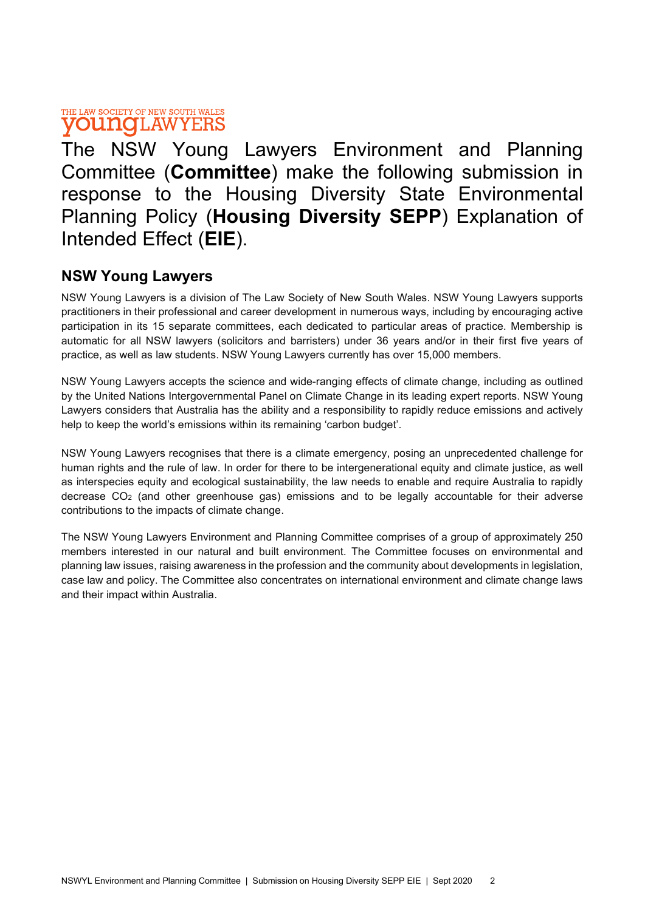THE LAW SOCIETY OF NEW SOUTH WALES
youngLAWYERS

# The NSW Young Lawyers Environment and Planning Committee (**Committee**) make the following submission in response to the Housing Diversity State Environmental Planning Policy (**Housing Diversity SEPP**) Explanation of Intended Effect (**EIE**).

## NSW Young Lawyers

NSW Young Lawyers is a division of The Law Society of New South Wales. NSW Young Lawyers supports practitioners in their professional and career development in numerous ways, including by encouraging active participation in its 15 separate committees, each dedicated to particular areas of practice. Membership is automatic for all NSW lawyers (solicitors and barristers) under 36 years and/or in their first five years of practice, as well as law students. NSW Young Lawyers currently has over 15,000 members.

NSW Young Lawyers accepts the science and wide-ranging effects of climate change, including as outlined by the United Nations Intergovernmental Panel on Climate Change in its leading expert reports. NSW Young Lawyers considers that Australia has the ability and a responsibility to rapidly reduce emissions and actively help to keep the world's emissions within its remaining 'carbon budget'.

NSW Young Lawyers recognises that there is a climate emergency, posing an unprecedented challenge for human rights and the rule of law. In order for there to be intergenerational equity and climate justice, as well as interspecies equity and ecological sustainability, the law needs to enable and require Australia to rapidly decrease $CO_2$ (and other greenhouse gas) emissions and to be legally accountable for their adverse contributions to the impacts of climate change.

The NSW Young Lawyers Environment and Planning Committee comprises of a group of approximately 250 members interested in our natural and built environment. The Committee focuses on environmental and planning law issues, raising awareness in the profession and the community about developments in legislation, case law and policy. The Committee also concentrates on international environment and climate change laws and their impact within Australia.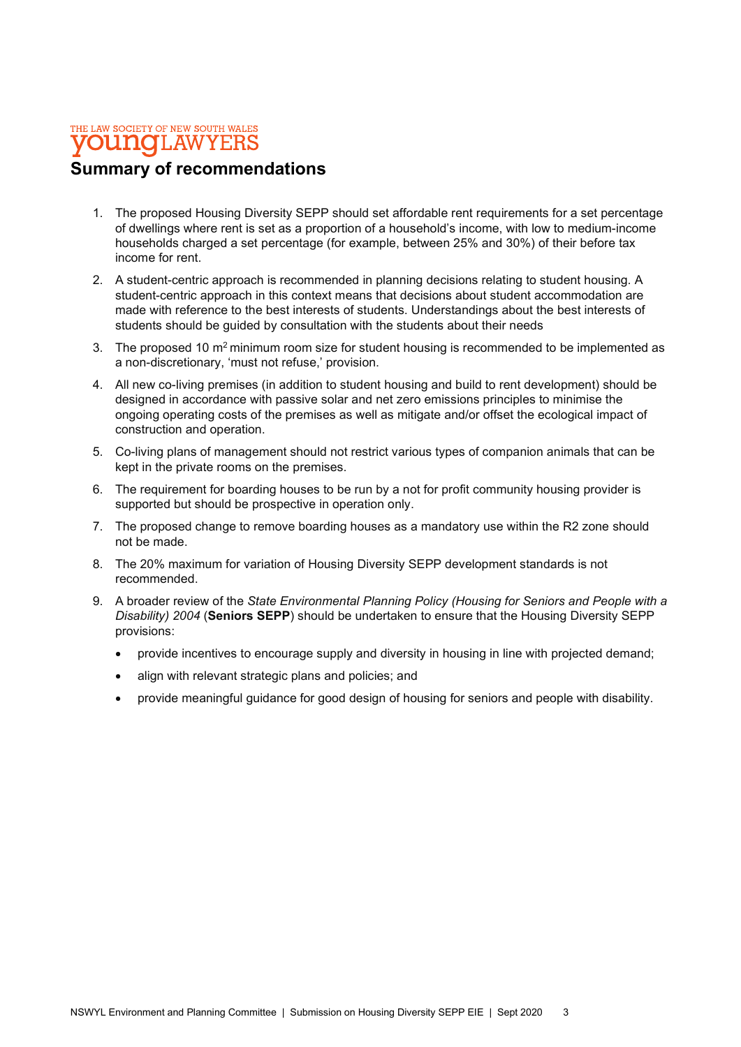## Summary of recommendations

1. The proposed Housing Diversity SEPP should set affordable rent requirements for a set percentage of dwellings where rent is set as a proportion of a household's income, with low to medium-income households charged a set percentage (for example, between 25% and 30%) of their before tax income for rent.
2. A student-centric approach is recommended in planning decisions relating to student housing. A student-centric approach in this context means that decisions about student accommodation are made with reference to the best interests of students. Understandings about the best interests of students should be guided by consultation with the students about their needs
3. The proposed 10 $m^2$ minimum room size for student housing is recommended to be implemented as a non-discretionary, 'must not refuse,' provision.
4. All new co-living premises (in addition to student housing and build to rent development) should be designed in accordance with passive solar and net zero emissions principles to minimise the ongoing operating costs of the premises as well as mitigate and/or offset the ecological impact of construction and operation.
5. Co-living plans of management should not restrict various types of companion animals that can be kept in the private rooms on the premises.
6. The requirement for boarding houses to be run by a not for profit community housing provider is supported but should be prospective in operation only.
7. The proposed change to remove boarding houses as a mandatory use within the R2 zone should not be made.
8. The 20% maximum for variation of Housing Diversity SEPP development standards is not recommended.
9. A broader review of the *State Environmental Planning Policy (Housing for Seniors and People with a Disability) 2004* (**Seniors SEPP**) should be undertaken to ensure that the Housing Diversity SEPP provisions:
   - provide incentives to encourage supply and diversity in housing in line with projected demand;
   - align with relevant strategic plans and policies; and
   - provide meaningful guidance for good design of housing for seniors and people with disability.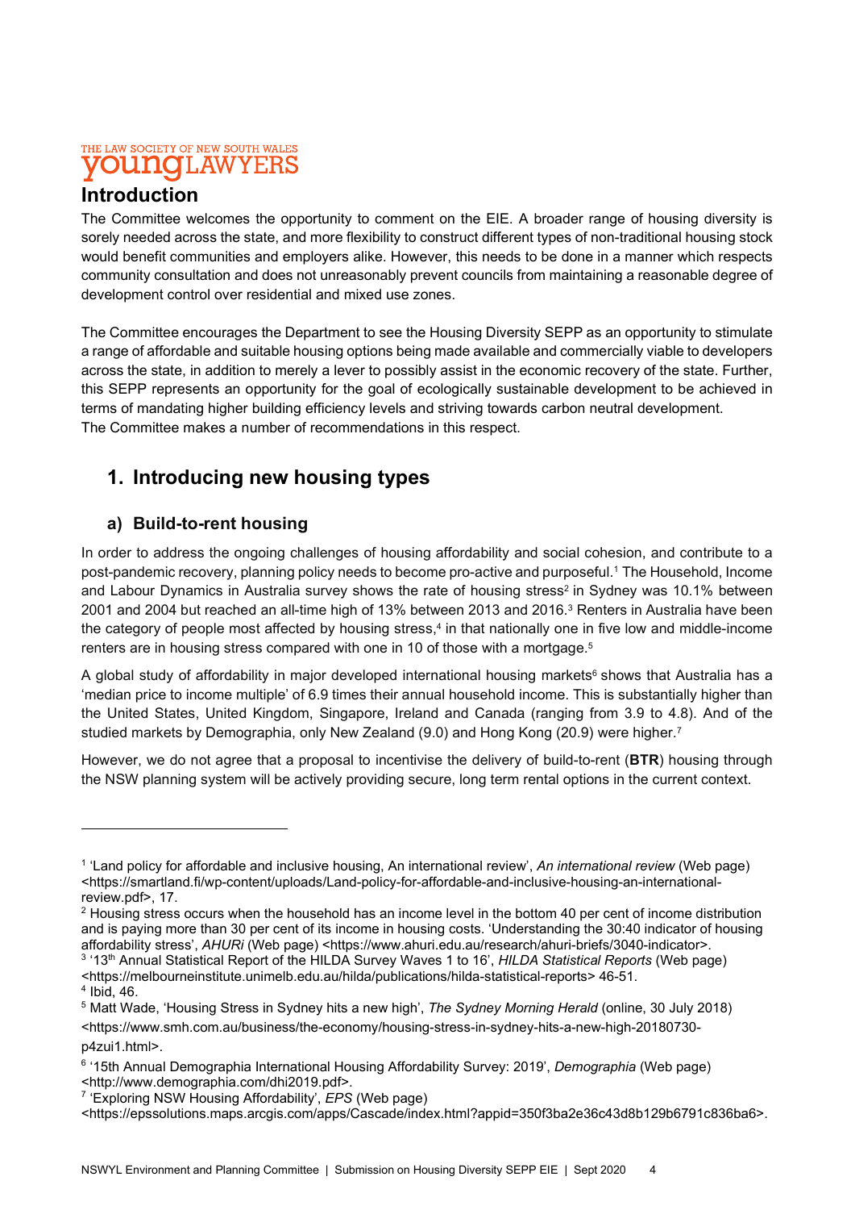## Introduction

The Committee welcomes the opportunity to comment on the EIE. A broader range of housing diversity is sorely needed across the state, and more flexibility to construct different types of non-traditional housing stock would benefit communities and employers alike. However, this needs to be done in a manner which respects community consultation and does not unreasonably prevent councils from maintaining a reasonable degree of development control over residential and mixed use zones.

The Committee encourages the Department to see the Housing Diversity SEPP as an opportunity to stimulate a range of affordable and suitable housing options being made available and commercially viable to developers across the state, in addition to merely a lever to possibly assist in the economic recovery of the state. Further, this SEPP represents an opportunity for the goal of ecologically sustainable development to be achieved in terms of mandating higher building efficiency levels and striving towards carbon neutral development. The Committee makes a number of recommendations in this respect.

## 1. Introducing new housing types

### a) Build-to-rent housing

In order to address the ongoing challenges of housing affordability and social cohesion, and contribute to a post-pandemic recovery, planning policy needs to become pro-active and purposeful.[1] The Household, Income and Labour Dynamics in Australia survey shows the rate of housing stress[2] in Sydney was 10.1% between 2001 and 2004 but reached an all-time high of 13% between 2013 and 2016.[3] Renters in Australia have been the category of people most affected by housing stress,[4] in that nationally one in five low and middle-income renters are in housing stress compared with one in 10 of those with a mortgage.[5]

A global study of affordability in major developed international housing markets[6] shows that Australia has a 'median price to income multiple' of 6.9 times their annual household income. This is substantially higher than the United States, United Kingdom, Singapore, Ireland and Canada (ranging from 3.9 to 4.8). And of the studied markets by Demographia, only New Zealand (9.0) and Hong Kong (20.9) were higher.[7]

However, we do not agree that a proposal to incentivise the delivery of build-to-rent (**BTR**) housing through the NSW planning system will be actively providing secure, long term rental options in the current context.

---

[1] 'Land policy for affordable and inclusive housing, An international review', *An international review* (Web page) <https://smartland.fi/wp-content/uploads/Land-policy-for-affordable-and-inclusive-housing-an-international-review.pdf>, 17.

[2] Housing stress occurs when the household has an income level in the bottom 40 per cent of income distribution and is paying more than 30 per cent of its income in housing costs. 'Understanding the 30:40 indicator of housing affordability stress', *AHURi* (Web page) <https://www.ahuri.edu.au/research/ahuri-briefs/3040-indicator>.

[3] '13th Annual Statistical Report of the HILDA Survey Waves 1 to 16', *HILDA Statistical Reports* (Web page) <https://melbourneinstitute.unimelb.edu.au/hilda/publications/hilda-statistical-reports> 46-51.

[4] Ibid, 46.

[5] Matt Wade, 'Housing Stress in Sydney hits a new high', *The Sydney Morning Herald* (online, 30 July 2018) <https://www.smh.com.au/business/the-economy/housing-stress-in-sydney-hits-a-new-high-20180730-p4zui1.html>.

[6] '15th Annual Demographia International Housing Affordability Survey: 2019', *Demographia* (Web page) <http://www.demographia.com/dhi2019.pdf>.

[7] 'Exploring NSW Housing Affordability', *EPS* (Web page) <https://epssolutions.maps.arcgis.com/apps/Cascade/index.html?appid=350f3ba2e36c43d8b129b6791c836ba6>.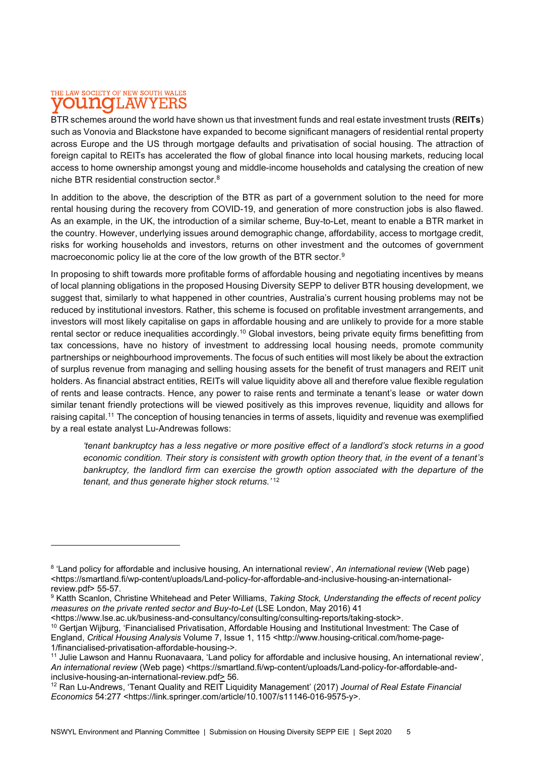BTR schemes around the world have shown us that investment funds and real estate investment trusts (**REITs**) such as Vonovia and Blackstone have expanded to become significant managers of residential rental property across Europe and the US through mortgage defaults and privatisation of social housing. The attraction of foreign capital to REITs has accelerated the flow of global finance into local housing markets, reducing local access to home ownership amongst young and middle-income households and catalysing the creation of new niche BTR residential construction sector.[8]

In addition to the above, the description of the BTR as part of a government solution to the need for more rental housing during the recovery from COVID-19, and generation of more construction jobs is also flawed. As an example, in the UK, the introduction of a similar scheme, Buy-to-Let, meant to enable a BTR market in the country. However, underlying issues around demographic change, affordability, access to mortgage credit, risks for working households and investors, returns on other investment and the outcomes of government macroeconomic policy lie at the core of the low growth of the BTR sector.[9]

In proposing to shift towards more profitable forms of affordable housing and negotiating incentives by means of local planning obligations in the proposed Housing Diversity SEPP to deliver BTR housing development, we suggest that, similarly to what happened in other countries, Australia's current housing problems may not be reduced by institutional investors. Rather, this scheme is focused on profitable investment arrangements, and investors will most likely capitalise on gaps in affordable housing and are unlikely to provide for a more stable rental sector or reduce inequalities accordingly.[10] Global investors, being private equity firms benefitting from tax concessions, have no history of investment to addressing local housing needs, promote community partnerships or neighbourhood improvements. The focus of such entities will most likely be about the extraction of surplus revenue from managing and selling housing assets for the benefit of trust managers and REIT unit holders. As financial abstract entities, REITs will value liquidity above all and therefore value flexible regulation of rents and lease contracts. Hence, any power to raise rents and terminate a tenant's lease or water down similar tenant friendly protections will be viewed positively as this improves revenue, liquidity and allows for raising capital.[11] The conception of housing tenancies in terms of assets, liquidity and revenue was exemplified by a real estate analyst Lu-Andrewas follows:

> *'tenant bankruptcy has a less negative or more positive effect of a landlord's stock returns in a good economic condition. Their story is consistent with growth option theory that, in the event of a tenant's bankruptcy, the landlord firm can exercise the growth option associated with the departure of the tenant, and thus generate higher stock returns.'*[12]

---

[8] 'Land policy for affordable and inclusive housing, An international review', *An international review* (Web page) <https://smartland.fi/wp-content/uploads/Land-policy-for-affordable-and-inclusive-housing-an-international-review.pdf> 55-57.

[9] Katth Scanlon, Christine Whitehead and Peter Williams, *Taking Stock, Understanding the effects of recent policy measures on the private rented sector and Buy-to-Let* (LSE London, May 2016) 41 <https://www.lse.ac.uk/business-and-consultancy/consulting/consulting-reports/taking-stock>.

[10] Gertjan Wijburg, 'Financialised Privatisation, Affordable Housing and Institutional Investment: The Case of England, *Critical Housing Analysis* Volume 7, Issue 1, 115 <http://www.housing-critical.com/home-page-1/financialised-privatisation-affordable-housing->.

[11] Julie Lawson and Hannu Ruonavaara, 'Land policy for affordable and inclusive housing, An international review', *An international review* (Web page) <https://smartland.fi/wp-content/uploads/Land-policy-for-affordable-and-inclusive-housing-an-international-review.pdf> 56.

[12] Ran Lu-Andrews, 'Tenant Quality and REIT Liquidity Management' (2017) *Journal of Real Estate Financial Economics* 54:277 <https://link.springer.com/article/10.1007/s11146-016-9575-y>.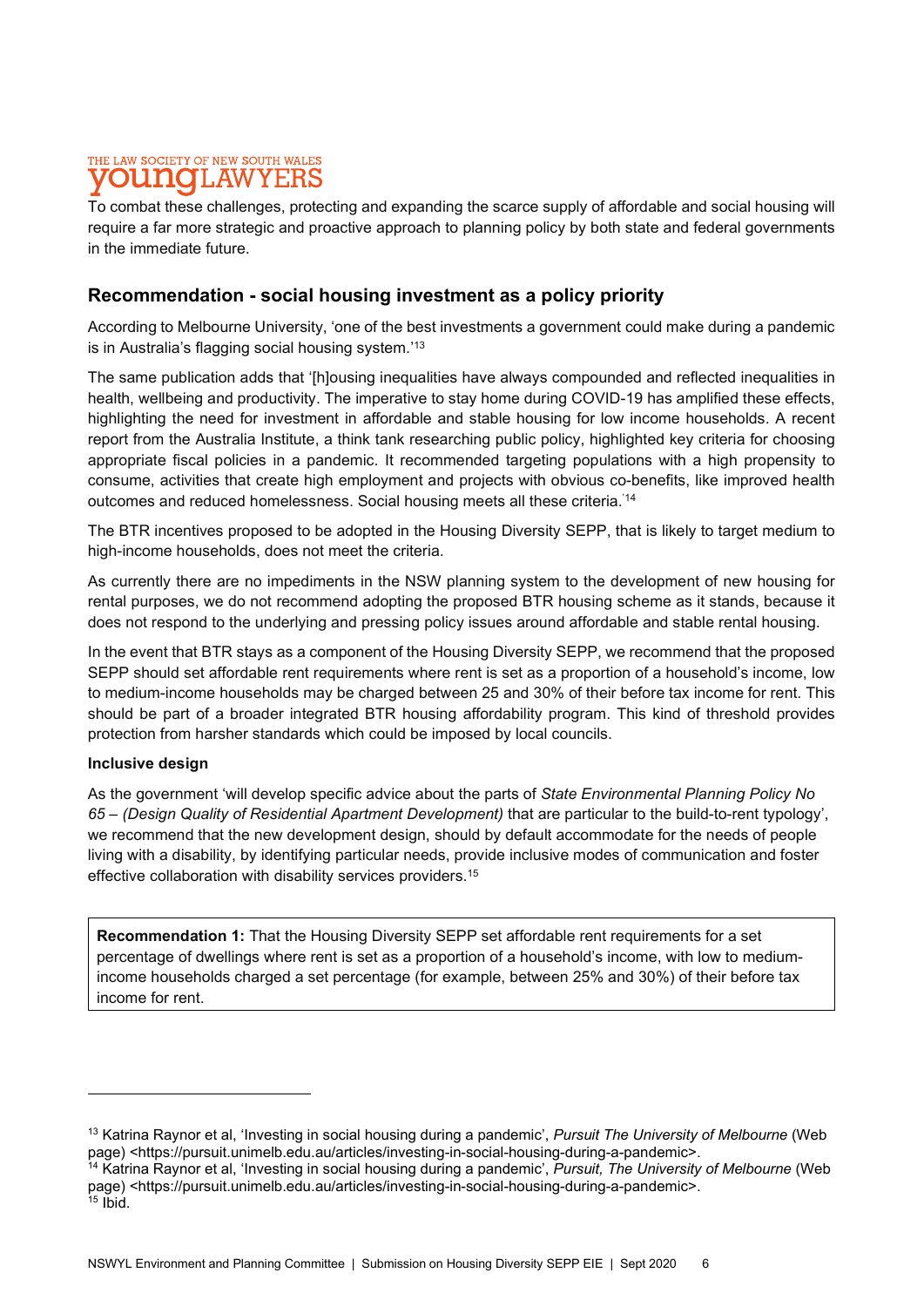To combat these challenges, protecting and expanding the scarce supply of affordable and social housing will require a far more strategic and proactive approach to planning policy by both state and federal governments in the immediate future.

## Recommendation - social housing investment as a policy priority

According to Melbourne University, 'one of the best investments a government could make during a pandemic is in Australia's flagging social housing system.'[13]

The same publication adds that '[h]ousing inequalities have always compounded and reflected inequalities in health, wellbeing and productivity. The imperative to stay home during COVID-19 has amplified these effects, highlighting the need for investment in affordable and stable housing for low income households. A recent report from the Australia Institute, a think tank researching public policy, highlighted key criteria for choosing appropriate fiscal policies in a pandemic. It recommended targeting populations with a high propensity to consume, activities that create high employment and projects with obvious co-benefits, like improved health outcomes and reduced homelessness. Social housing meets all these criteria.'[14]

The BTR incentives proposed to be adopted in the Housing Diversity SEPP, that is likely to target medium to high-income households, does not meet the criteria.

As currently there are no impediments in the NSW planning system to the development of new housing for rental purposes, we do not recommend adopting the proposed BTR housing scheme as it stands, because it does not respond to the underlying and pressing policy issues around affordable and stable rental housing.

In the event that BTR stays as a component of the Housing Diversity SEPP, we recommend that the proposed SEPP should set affordable rent requirements where rent is set as a proportion of a household's income, low to medium-income households may be charged between 25 and 30% of their before tax income for rent. This should be part of a broader integrated BTR housing affordability program. This kind of threshold provides protection from harsher standards which could be imposed by local councils.

**Inclusive design**

As the government 'will develop specific advice about the parts of *State Environmental Planning Policy No 65 – (Design Quality of Residential Apartment Development)* that are particular to the build-to-rent typology', we recommend that the new development design, should by default accommodate for the needs of people living with a disability, by identifying particular needs, provide inclusive modes of communication and foster effective collaboration with disability services providers.[15]

> **Recommendation 1:** That the Housing Diversity SEPP set affordable rent requirements for a set percentage of dwellings where rent is set as a proportion of a household's income, with low to medium-income households charged a set percentage (for example, between 25% and 30%) of their before tax income for rent.

---

[13] Katrina Raynor et al, 'Investing in social housing during a pandemic', *Pursuit The University of Melbourne* (Web page) <https://pursuit.unimelb.edu.au/articles/investing-in-social-housing-during-a-pandemic>.

[14] Katrina Raynor et al, 'Investing in social housing during a pandemic', *Pursuit, The University of Melbourne* (Web page) <https://pursuit.unimelb.edu.au/articles/investing-in-social-housing-during-a-pandemic>.

[15] Ibid.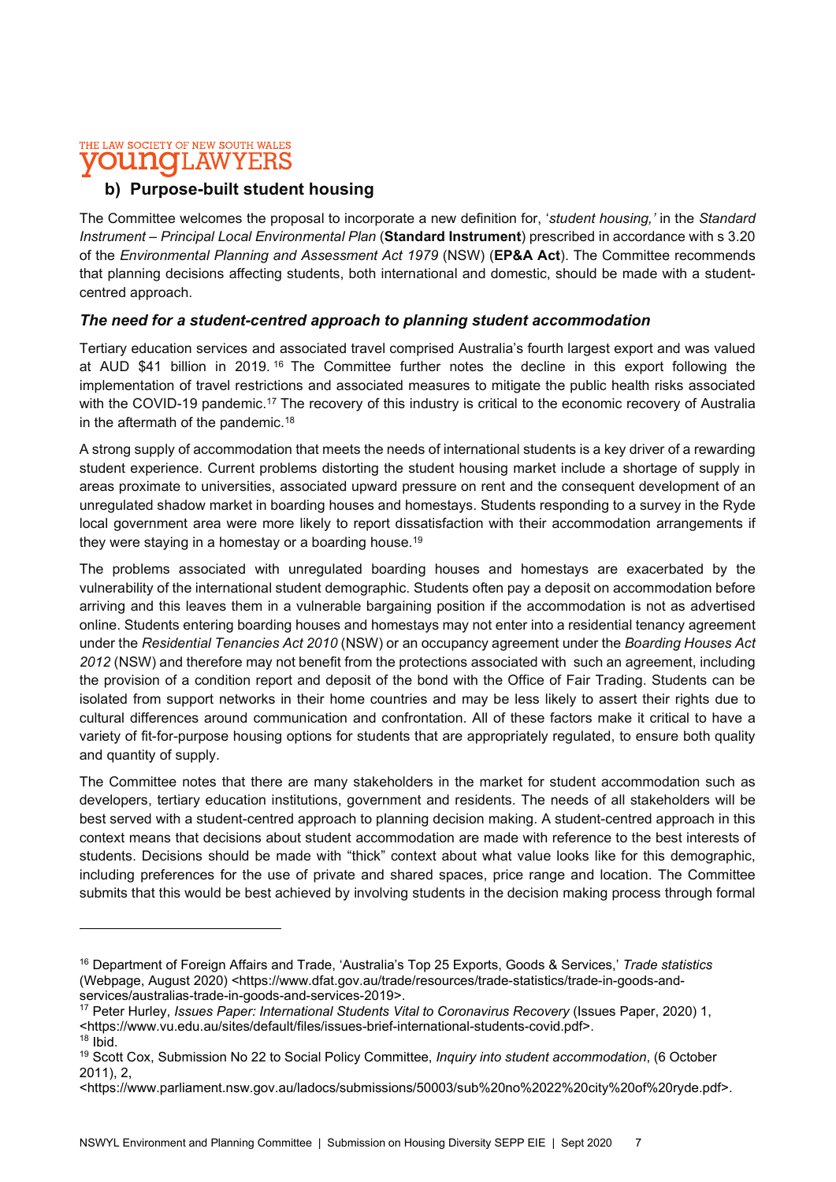## b) Purpose-built student housing

The Committee welcomes the proposal to incorporate a new definition for, '*student housing,'* in the *Standard Instrument – Principal Local Environmental Plan* (**Standard Instrument**) prescribed in accordance with s 3.20 of the *Environmental Planning and Assessment Act 1979* (NSW) (**EP&A Act**). The Committee recommends that planning decisions affecting students, both international and domestic, should be made with a student-centred approach.

### *The need for a student-centred approach to planning student accommodation*

Tertiary education services and associated travel comprised Australia's fourth largest export and was valued at AUD $41 billion in 2019.[16] The Committee further notes the decline in this export following the implementation of travel restrictions and associated measures to mitigate the public health risks associated with the COVID-19 pandemic.[17] The recovery of this industry is critical to the economic recovery of Australia in the aftermath of the pandemic.[18]

A strong supply of accommodation that meets the needs of international students is a key driver of a rewarding student experience. Current problems distorting the student housing market include a shortage of supply in areas proximate to universities, associated upward pressure on rent and the consequent development of an unregulated shadow market in boarding houses and homestays. Students responding to a survey in the Ryde local government area were more likely to report dissatisfaction with their accommodation arrangements if they were staying in a homestay or a boarding house.[19]

The problems associated with unregulated boarding houses and homestays are exacerbated by the vulnerability of the international student demographic. Students often pay a deposit on accommodation before arriving and this leaves them in a vulnerable bargaining position if the accommodation is not as advertised online. Students entering boarding houses and homestays may not enter into a residential tenancy agreement under the *Residential Tenancies Act 2010* (NSW) or an occupancy agreement under the *Boarding Houses Act 2012* (NSW) and therefore may not benefit from the protections associated with such an agreement, including the provision of a condition report and deposit of the bond with the Office of Fair Trading. Students can be isolated from support networks in their home countries and may be less likely to assert their rights due to cultural differences around communication and confrontation. All of these factors make it critical to have a variety of fit-for-purpose housing options for students that are appropriately regulated, to ensure both quality and quantity of supply.

The Committee notes that there are many stakeholders in the market for student accommodation such as developers, tertiary education institutions, government and residents. The needs of all stakeholders will be best served with a student-centred approach to planning decision making. A student-centred approach in this context means that decisions about student accommodation are made with reference to the best interests of students. Decisions should be made with "thick" context about what value looks like for this demographic, including preferences for the use of private and shared spaces, price range and location. The Committee submits that this would be best achieved by involving students in the decision making process through formal

---

[16] Department of Foreign Affairs and Trade, 'Australia's Top 25 Exports, Goods & Services,' *Trade statistics* (Webpage, August 2020) <https://www.dfat.gov.au/trade/resources/trade-statistics/trade-in-goods-and-services/australias-trade-in-goods-and-services-2019>.

[17] Peter Hurley, *Issues Paper: International Students Vital to Coronavirus Recovery* (Issues Paper, 2020) 1, <https://www.vu.edu.au/sites/default/files/issues-brief-international-students-covid.pdf>.

[18] Ibid.

[19] Scott Cox, Submission No 22 to Social Policy Committee, *Inquiry into student accommodation*, (6 October 2011), 2, <https://www.parliament.nsw.gov.au/ladocs/submissions/50003/sub%20no%2022%20city%20of%20ryde.pdf>.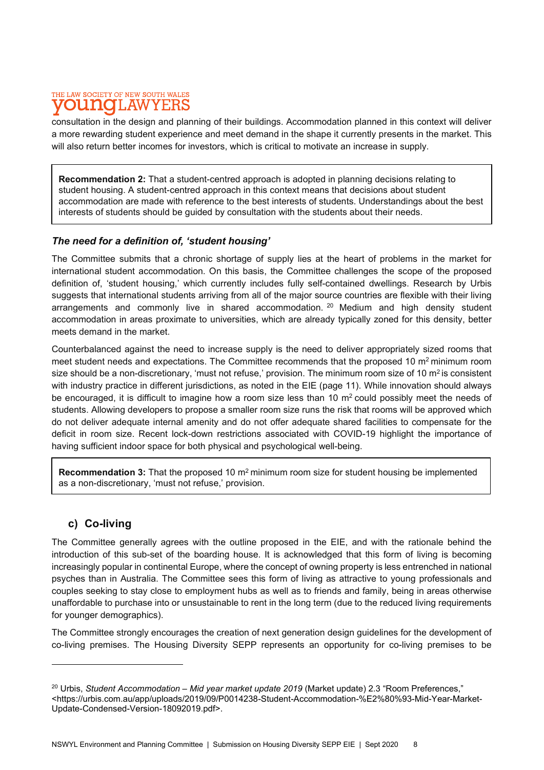consultation in the design and planning of their buildings. Accommodation planned in this context will deliver a more rewarding student experience and meet demand in the shape it currently presents in the market. This will also return better incomes for investors, which is critical to motivate an increase in supply.

> **Recommendation 2:** That a student-centred approach is adopted in planning decisions relating to student housing. A student-centred approach in this context means that decisions about student accommodation are made with reference to the best interests of students. Understandings about the best interests of students should be guided by consultation with the students about their needs.

### *The need for a definition of, 'student housing'*

The Committee submits that a chronic shortage of supply lies at the heart of problems in the market for international student accommodation. On this basis, the Committee challenges the scope of the proposed definition of, 'student housing,' which currently includes fully self-contained dwellings. Research by Urbis suggests that international students arriving from all of the major source countries are flexible with their living arrangements and commonly live in shared accommodation.[20] Medium and high density student accommodation in areas proximate to universities, which are already typically zoned for this density, better meets demand in the market.

Counterbalanced against the need to increase supply is the need to deliver appropriately sized rooms that meet student needs and expectations. The Committee recommends that the proposed 10 $m^2$ minimum room size should be a non-discretionary, 'must not refuse,' provision. The minimum room size of 10 $m^2$ is consistent with industry practice in different jurisdictions, as noted in the EIE (page 11). While innovation should always be encouraged, it is difficult to imagine how a room size less than 10 $m^2$ could possibly meet the needs of students. Allowing developers to propose a smaller room size runs the risk that rooms will be approved which do not deliver adequate internal amenity and do not offer adequate shared facilities to compensate for the deficit in room size. Recent lock-down restrictions associated with COVID-19 highlight the importance of having sufficient indoor space for both physical and psychological well-being.

> **Recommendation 3:** That the proposed 10 $m^2$ minimum room size for student housing be implemented as a non-discretionary, 'must not refuse,' provision.

## c) Co-living

The Committee generally agrees with the outline proposed in the EIE, and with the rationale behind the introduction of this sub-set of the boarding house. It is acknowledged that this form of living is becoming increasingly popular in continental Europe, where the concept of owning property is less entrenched in national psyches than in Australia. The Committee sees this form of living as attractive to young professionals and couples seeking to stay close to employment hubs as well as to friends and family, being in areas otherwise unaffordable to purchase into or unsustainable to rent in the long term (due to the reduced living requirements for younger demographics).

The Committee strongly encourages the creation of next generation design guidelines for the development of co-living premises. The Housing Diversity SEPP represents an opportunity for co-living premises to be

---

[20] Urbis, *Student Accommodation – Mid year market update 2019* (Market update) 2.3 "Room Preferences," <https://urbis.com.au/app/uploads/2019/09/P0014238-Student-Accommodation-%E2%80%93-Mid-Year-Market-Update-Condensed-Version-18092019.pdf>.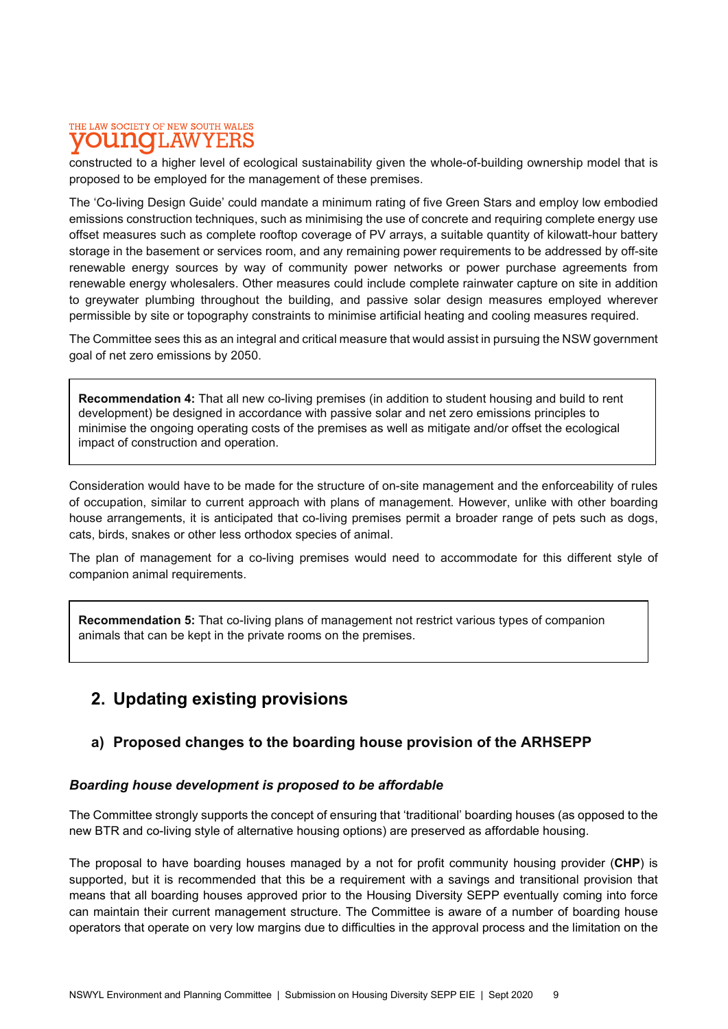constructed to a higher level of ecological sustainability given the whole-of-building ownership model that is proposed to be employed for the management of these premises.

The 'Co-living Design Guide' could mandate a minimum rating of five Green Stars and employ low embodied emissions construction techniques, such as minimising the use of concrete and requiring complete energy use offset measures such as complete rooftop coverage of PV arrays, a suitable quantity of kilowatt-hour battery storage in the basement or services room, and any remaining power requirements to be addressed by off-site renewable energy sources by way of community power networks or power purchase agreements from renewable energy wholesalers. Other measures could include complete rainwater capture on site in addition to greywater plumbing throughout the building, and passive solar design measures employed wherever permissible by site or topography constraints to minimise artificial heating and cooling measures required.

The Committee sees this as an integral and critical measure that would assist in pursuing the NSW government goal of net zero emissions by 2050.

> **Recommendation 4:** That all new co-living premises (in addition to student housing and build to rent development) be designed in accordance with passive solar and net zero emissions principles to minimise the ongoing operating costs of the premises as well as mitigate and/or offset the ecological impact of construction and operation.

Consideration would have to be made for the structure of on-site management and the enforceability of rules of occupation, similar to current approach with plans of management. However, unlike with other boarding house arrangements, it is anticipated that co-living premises permit a broader range of pets such as dogs, cats, birds, snakes or other less orthodox species of animal.

The plan of management for a co-living premises would need to accommodate for this different style of companion animal requirements.

> **Recommendation 5:** That co-living plans of management not restrict various types of companion animals that can be kept in the private rooms on the premises.

## 2. Updating existing provisions

### a) Proposed changes to the boarding house provision of the ARHSEPP

#### *Boarding house development is proposed to be affordable*

The Committee strongly supports the concept of ensuring that 'traditional' boarding houses (as opposed to the new BTR and co-living style of alternative housing options) are preserved as affordable housing.

The proposal to have boarding houses managed by a not for profit community housing provider (**CHP**) is supported, but it is recommended that this be a requirement with a savings and transitional provision that means that all boarding houses approved prior to the Housing Diversity SEPP eventually coming into force can maintain their current management structure. The Committee is aware of a number of boarding house operators that operate on very low margins due to difficulties in the approval process and the limitation on the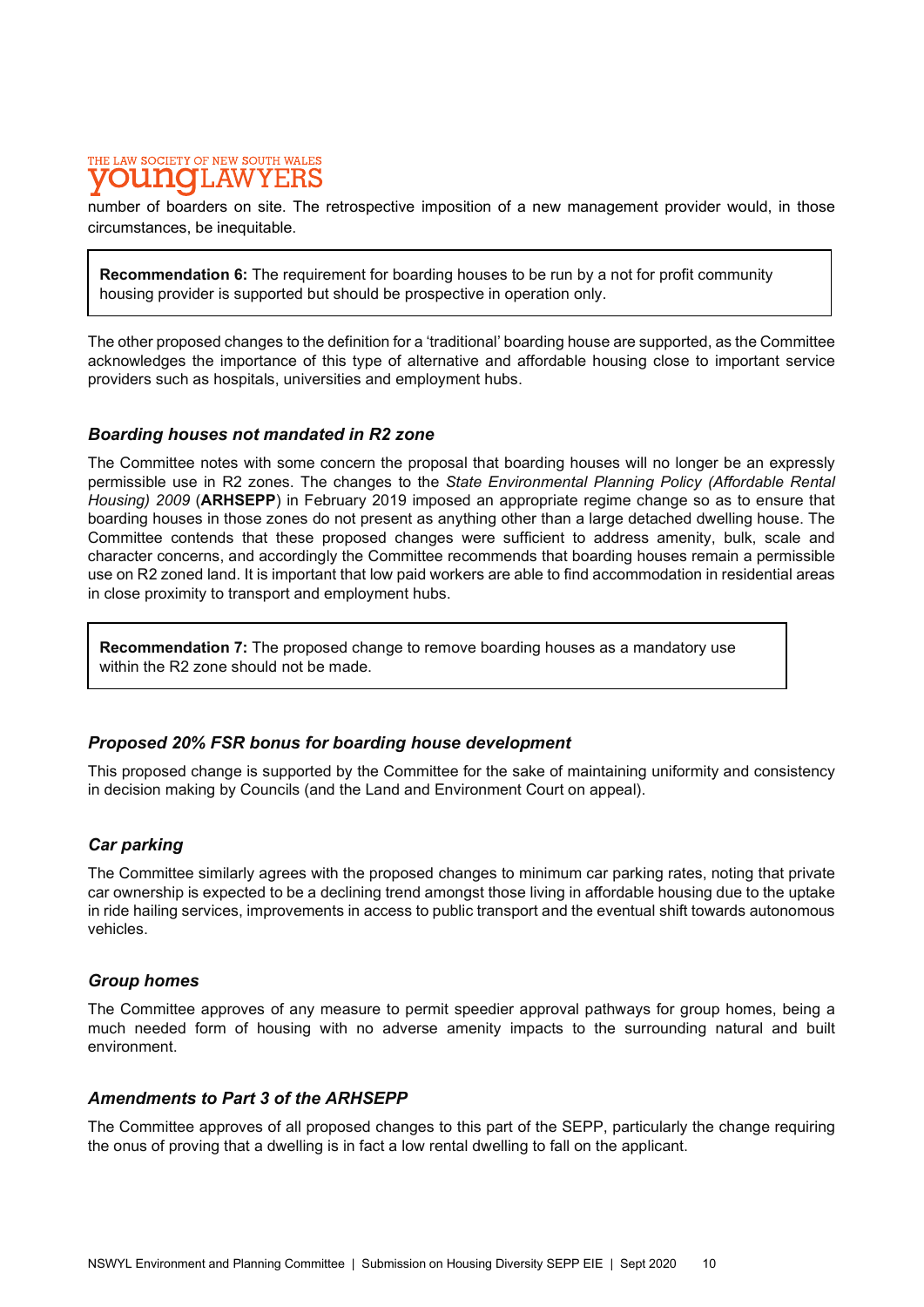number of boarders on site. The retrospective imposition of a new management provider would, in those circumstances, be inequitable.

> **Recommendation 6:** The requirement for boarding houses to be run by a not for profit community housing provider is supported but should be prospective in operation only.

The other proposed changes to the definition for a 'traditional' boarding house are supported, as the Committee acknowledges the importance of this type of alternative and affordable housing close to important service providers such as hospitals, universities and employment hubs.

### *Boarding houses not mandated in R2 zone*

The Committee notes with some concern the proposal that boarding houses will no longer be an expressly permissible use in R2 zones. The changes to the *State Environmental Planning Policy (Affordable Rental Housing) 2009* (**ARHSEPP**) in February 2019 imposed an appropriate regime change so as to ensure that boarding houses in those zones do not present as anything other than a large detached dwelling house. The Committee contends that these proposed changes were sufficient to address amenity, bulk, scale and character concerns, and accordingly the Committee recommends that boarding houses remain a permissible use on R2 zoned land. It is important that low paid workers are able to find accommodation in residential areas in close proximity to transport and employment hubs.

> **Recommendation 7:** The proposed change to remove boarding houses as a mandatory use within the R2 zone should not be made.

### *Proposed 20% FSR bonus for boarding house development*

This proposed change is supported by the Committee for the sake of maintaining uniformity and consistency in decision making by Councils (and the Land and Environment Court on appeal).

### *Car parking*

The Committee similarly agrees with the proposed changes to minimum car parking rates, noting that private car ownership is expected to be a declining trend amongst those living in affordable housing due to the uptake in ride hailing services, improvements in access to public transport and the eventual shift towards autonomous vehicles.

### *Group homes*

The Committee approves of any measure to permit speedier approval pathways for group homes, being a much needed form of housing with no adverse amenity impacts to the surrounding natural and built environment.

### *Amendments to Part 3 of the ARHSEPP*

The Committee approves of all proposed changes to this part of the SEPP, particularly the change requiring the onus of proving that a dwelling is in fact a low rental dwelling to fall on the applicant.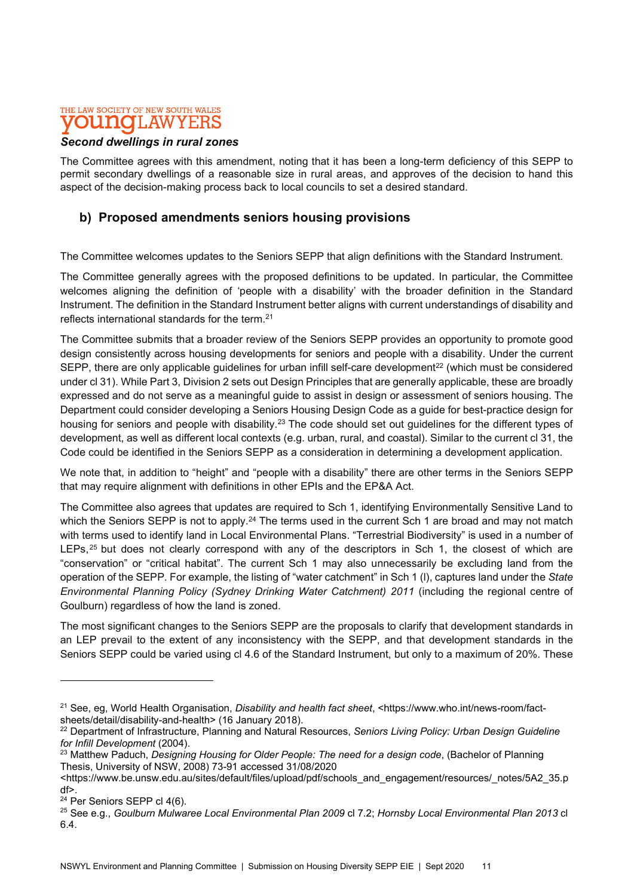*Second dwellings in rural zones*

The Committee agrees with this amendment, noting that it has been a long-term deficiency of this SEPP to permit secondary dwellings of a reasonable size in rural areas, and approves of the decision to hand this aspect of the decision-making process back to local councils to set a desired standard.

## b) Proposed amendments seniors housing provisions

The Committee welcomes updates to the Seniors SEPP that align definitions with the Standard Instrument.

The Committee generally agrees with the proposed definitions to be updated. In particular, the Committee welcomes aligning the definition of 'people with a disability' with the broader definition in the Standard Instrument. The definition in the Standard Instrument better aligns with current understandings of disability and reflects international standards for the term.[21]

The Committee submits that a broader review of the Seniors SEPP provides an opportunity to promote good design consistently across housing developments for seniors and people with a disability. Under the current SEPP, there are only applicable guidelines for urban infill self-care development[22] (which must be considered under cl 31). While Part 3, Division 2 sets out Design Principles that are generally applicable, these are broadly expressed and do not serve as a meaningful guide to assist in design or assessment of seniors housing. The Department could consider developing a Seniors Housing Design Code as a guide for best-practice design for housing for seniors and people with disability.[23] The code should set out guidelines for the different types of development, as well as different local contexts (e.g. urban, rural, and coastal). Similar to the current cl 31, the Code could be identified in the Seniors SEPP as a consideration in determining a development application.

We note that, in addition to "height" and "people with a disability" there are other terms in the Seniors SEPP that may require alignment with definitions in other EPIs and the EP&A Act.

The Committee also agrees that updates are required to Sch 1, identifying Environmentally Sensitive Land to which the Seniors SEPP is not to apply.[24] The terms used in the current Sch 1 are broad and may not match with terms used to identify land in Local Environmental Plans. "Terrestrial Biodiversity" is used in a number of LEPs,[25] but does not clearly correspond with any of the descriptors in Sch 1, the closest of which are "conservation" or "critical habitat". The current Sch 1 may also unnecessarily be excluding land from the operation of the SEPP. For example, the listing of "water catchment" in Sch 1 (l), captures land under the *State Environmental Planning Policy (Sydney Drinking Water Catchment) 2011* (including the regional centre of Goulburn) regardless of how the land is zoned.

The most significant changes to the Seniors SEPP are the proposals to clarify that development standards in an LEP prevail to the extent of any inconsistency with the SEPP, and that development standards in the Seniors SEPP could be varied using cl 4.6 of the Standard Instrument, but only to a maximum of 20%. These

---

[21] See, eg, World Health Organisation, *Disability and health fact sheet*, <https://www.who.int/news-room/fact-sheets/detail/disability-and-health> (16 January 2018).

[22] Department of Infrastructure, Planning and Natural Resources, *Seniors Living Policy: Urban Design Guideline for Infill Development* (2004).

[23] Matthew Paduch, *Designing Housing for Older People: The need for a design code*, (Bachelor of Planning Thesis, University of NSW, 2008) 73-91 accessed 31/08/2020 <https://www.be.unsw.edu.au/sites/default/files/upload/pdf/schools_and_engagement/resources/_notes/5A2_35.pdf>.

[24] Per Seniors SEPP cl 4(6).

[25] See e.g., *Goulburn Mulwaree Local Environmental Plan 2009* cl 7.2; *Hornsby Local Environmental Plan 2013* cl 6.4.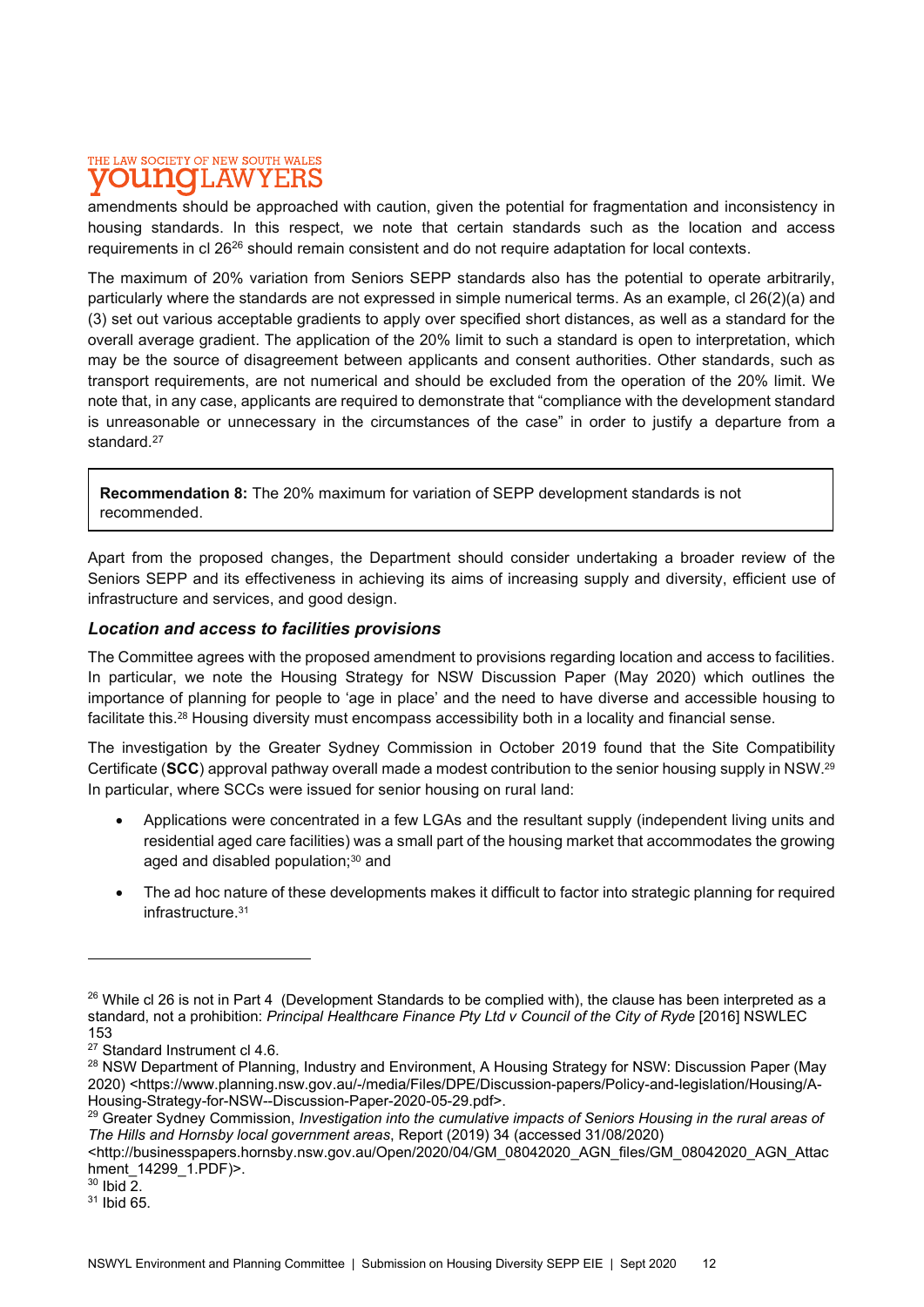amendments should be approached with caution, given the potential for fragmentation and inconsistency in housing standards. In this respect, we note that certain standards such as the location and access requirements in cl 26[26] should remain consistent and do not require adaptation for local contexts.

The maximum of 20% variation from Seniors SEPP standards also has the potential to operate arbitrarily, particularly where the standards are not expressed in simple numerical terms. As an example, cl 26(2)(a) and (3) set out various acceptable gradients to apply over specified short distances, as well as a standard for the overall average gradient. The application of the 20% limit to such a standard is open to interpretation, which may be the source of disagreement between applicants and consent authorities. Other standards, such as transport requirements, are not numerical and should be excluded from the operation of the 20% limit. We note that, in any case, applicants are required to demonstrate that "compliance with the development standard is unreasonable or unnecessary in the circumstances of the case" in order to justify a departure from a standard.[27]

> **Recommendation 8:** The 20% maximum for variation of SEPP development standards is not recommended.

Apart from the proposed changes, the Department should consider undertaking a broader review of the Seniors SEPP and its effectiveness in achieving its aims of increasing supply and diversity, efficient use of infrastructure and services, and good design.

### *Location and access to facilities provisions*

The Committee agrees with the proposed amendment to provisions regarding location and access to facilities. In particular, we note the Housing Strategy for NSW Discussion Paper (May 2020) which outlines the importance of planning for people to 'age in place' and the need to have diverse and accessible housing to facilitate this.[28] Housing diversity must encompass accessibility both in a locality and financial sense.

The investigation by the Greater Sydney Commission in October 2019 found that the Site Compatibility Certificate (**SCC**) approval pathway overall made a modest contribution to the senior housing supply in NSW.[29] In particular, where SCCs were issued for senior housing on rural land:

- Applications were concentrated in a few LGAs and the resultant supply (independent living units and residential aged care facilities) was a small part of the housing market that accommodates the growing aged and disabled population;[30] and
- The ad hoc nature of these developments makes it difficult to factor into strategic planning for required infrastructure.[31]

---

[26] While cl 26 is not in Part 4 (Development Standards to be complied with), the clause has been interpreted as a standard, not a prohibition: *Principal Healthcare Finance Pty Ltd v Council of the City of Ryde* [2016] NSWLEC 153

[27] Standard Instrument cl 4.6.

[28] NSW Department of Planning, Industry and Environment, A Housing Strategy for NSW: Discussion Paper (May 2020) <https://www.planning.nsw.gov.au/-/media/Files/DPE/Discussion-papers/Policy-and-legislation/Housing/A-Housing-Strategy-for-NSW--Discussion-Paper-2020-05-29.pdf>.

[29] Greater Sydney Commission, *Investigation into the cumulative impacts of Seniors Housing in the rural areas of The Hills and Hornsby local government areas*, Report (2019) 34 (accessed 31/08/2020) <http://businesspapers.hornsby.nsw.gov.au/Open/2020/04/GM_08042020_AGN_files/GM_08042020_AGN_Attachment_14299_1.PDF)>.

[30] Ibid 2.

[31] Ibid 65.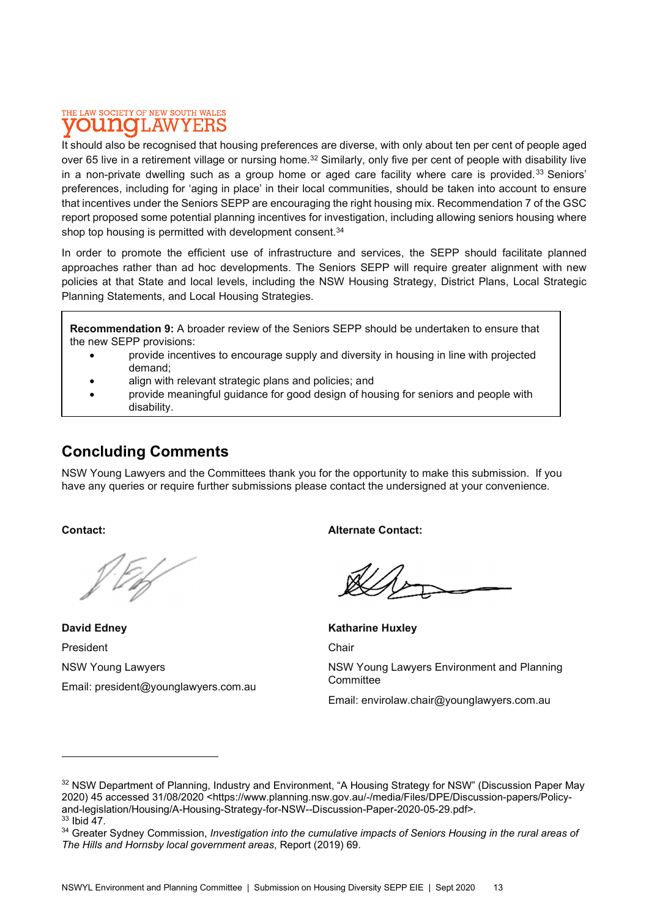It should also be recognised that housing preferences are diverse, with only about ten per cent of people aged over 65 live in a retirement village or nursing home.[32] Similarly, only five per cent of people with disability live in a non-private dwelling such as a group home or aged care facility where care is provided.[33] Seniors' preferences, including for 'aging in place' in their local communities, should be taken into account to ensure that incentives under the Seniors SEPP are encouraging the right housing mix. Recommendation 7 of the GSC report proposed some potential planning incentives for investigation, including allowing seniors housing where shop top housing is permitted with development consent.[34]

In order to promote the efficient use of infrastructure and services, the SEPP should facilitate planned approaches rather than ad hoc developments. The Seniors SEPP will require greater alignment with new policies at that State and local levels, including the NSW Housing Strategy, District Plans, Local Strategic Planning Statements, and Local Housing Strategies.

**Recommendation 9:** A broader review of the Seniors SEPP should be undertaken to ensure that the new SEPP provisions:

- provide incentives to encourage supply and diversity in housing in line with projected demand;
- align with relevant strategic plans and policies; and
- provide meaningful guidance for good design of housing for seniors and people with disability.

## Concluding Comments

NSW Young Lawyers and the Committees thank you for the opportunity to make this submission. If you have any queries or require further submissions please contact the undersigned at your convenience.

**Contact:**

**David Edney**

President

NSW Young Lawyers

Email: president@younglawyers.com.au

**Alternate Contact:**

**Katharine Huxley**

Chair

NSW Young Lawyers Environment and Planning Committee

Email: envirolaw.chair@younglawyers.com.au

---

[32] NSW Department of Planning, Industry and Environment, "A Housing Strategy for NSW" (Discussion Paper May 2020) 45 accessed 31/08/2020 <https://www.planning.nsw.gov.au/-/media/Files/DPE/Discussion-papers/Policy-and-legislation/Housing/A-Housing-Strategy-for-NSW--Discussion-Paper-2020-05-29.pdf>.

[33] Ibid 47.

[34] Greater Sydney Commission, *Investigation into the cumulative impacts of Seniors Housing in the rural areas of The Hills and Hornsby local government areas*, Report (2019) 69.